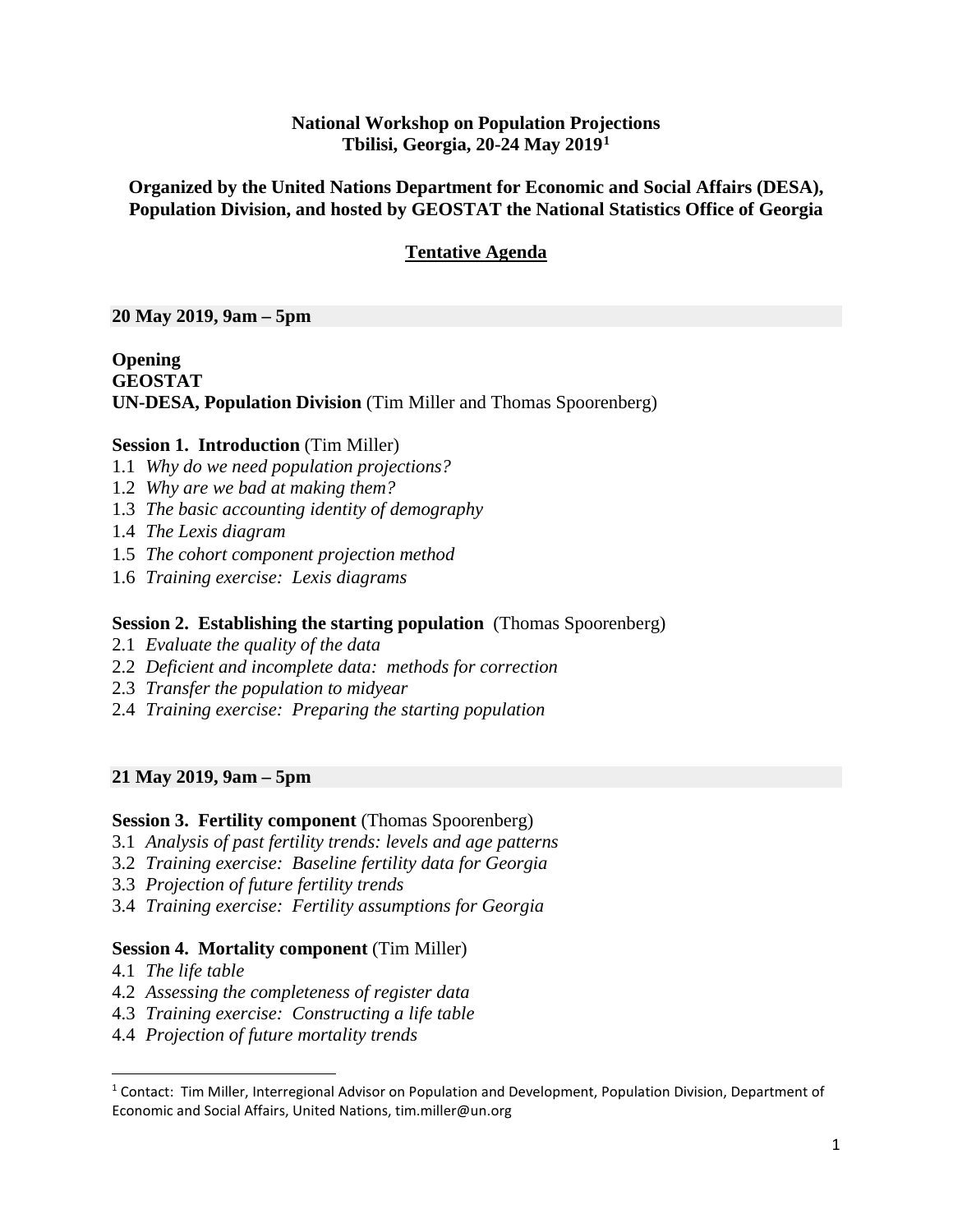**National Workshop on Population Projections**
**Tbilisi, Georgia, 20-24 May 2019**[1]

**Organized by the United Nations Department for Economic and Social Affairs (DESA), Population Division, and hosted by GEOSTAT the National Statistics Office of Georgia**

## Tentative Agenda

**20 May 2019, 9am – 5pm**

**Opening**
**GEOSTAT**
**UN-DESA, Population Division** (Tim Miller and Thomas Spoorenberg)

**Session 1. Introduction** (Tim Miller)

1.1 *Why do we need population projections?*
1.2 *Why are we bad at making them?*
1.3 *The basic accounting identity of demography*
1.4 *The Lexis diagram*
1.5 *The cohort component projection method*
1.6 *Training exercise: Lexis diagrams*

**Session 2. Establishing the starting population** (Thomas Spoorenberg)

2.1 *Evaluate the quality of the data*
2.2 *Deficient and incomplete data: methods for correction*
2.3 *Transfer the population to midyear*
2.4 *Training exercise: Preparing the starting population*

**21 May 2019, 9am – 5pm**

**Session 3. Fertility component** (Thomas Spoorenberg)

3.1 *Analysis of past fertility trends: levels and age patterns*
3.2 *Training exercise: Baseline fertility data for Georgia*
3.3 *Projection of future fertility trends*
3.4 *Training exercise: Fertility assumptions for Georgia*

**Session 4. Mortality component** (Tim Miller)

4.1 *The life table*
4.2 *Assessing the completeness of register data*
4.3 *Training exercise: Constructing a life table*
4.4 *Projection of future mortality trends*

---

[1] Contact: Tim Miller, Interregional Advisor on Population and Development, Population Division, Department of Economic and Social Affairs, United Nations, tim.miller@un.org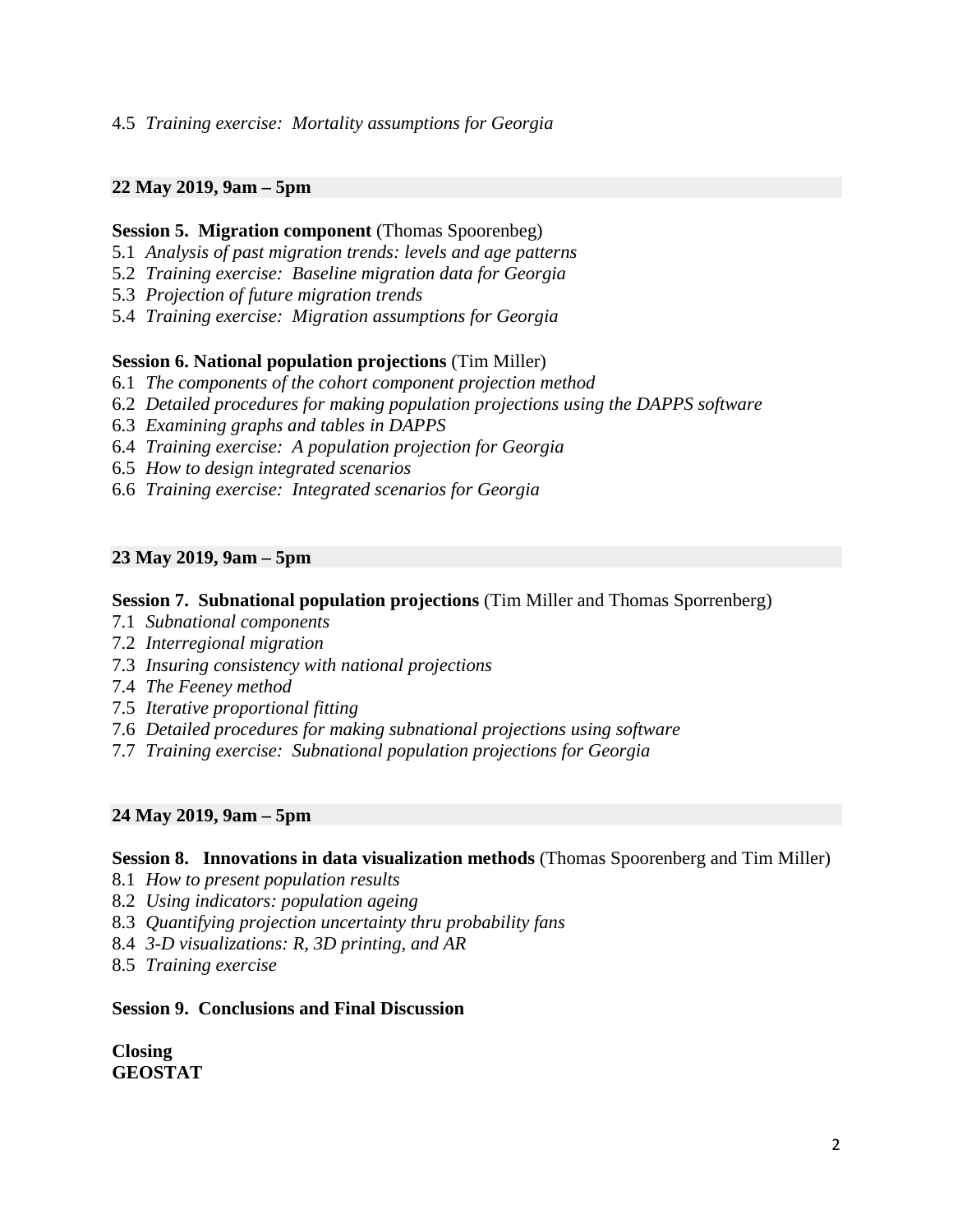4.5 *Training exercise: Mortality assumptions for Georgia*

**22 May 2019, 9am – 5pm**

**Session 5. Migration component** (Thomas Spoorenbeg)

5.1 *Analysis of past migration trends: levels and age patterns*
5.2 *Training exercise: Baseline migration data for Georgia*
5.3 *Projection of future migration trends*
5.4 *Training exercise: Migration assumptions for Georgia*

**Session 6. National population projections** (Tim Miller)

6.1 *The components of the cohort component projection method*
6.2 *Detailed procedures for making population projections using the DAPPS software*
6.3 *Examining graphs and tables in DAPPS*
6.4 *Training exercise: A population projection for Georgia*
6.5 *How to design integrated scenarios*
6.6 *Training exercise: Integrated scenarios for Georgia*

**23 May 2019, 9am – 5pm**

**Session 7. Subnational population projections** (Tim Miller and Thomas Sporrenberg)

7.1 *Subnational components*
7.2 *Interregional migration*
7.3 *Insuring consistency with national projections*
7.4 *The Feeney method*
7.5 *Iterative proportional fitting*
7.6 *Detailed procedures for making subnational projections using software*
7.7 *Training exercise: Subnational population projections for Georgia*

**24 May 2019, 9am – 5pm**

**Session 8. Innovations in data visualization methods** (Thomas Spoorenberg and Tim Miller)

8.1 *How to present population results*
8.2 *Using indicators: population ageing*
8.3 *Quantifying projection uncertainty thru probability fans*
8.4 *3-D visualizations: R, 3D printing, and AR*
8.5 *Training exercise*

**Session 9. Conclusions and Final Discussion**

**Closing**
**GEOSTAT**